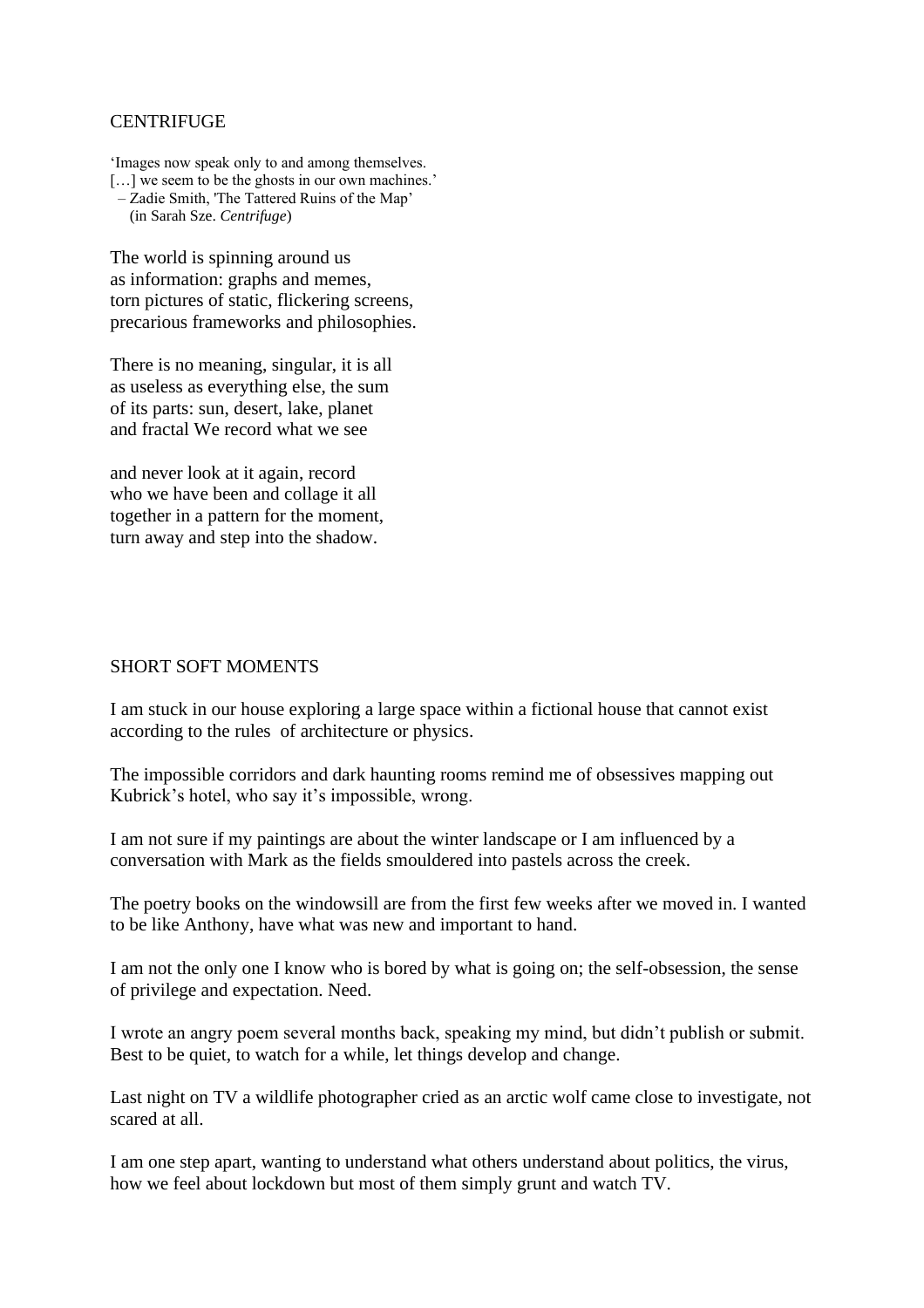## CENTRIFUGE

'Images now speak only to and among themselves.
[…] we seem to be the ghosts in our own machines.'
– Zadie Smith, 'The Tattered Ruins of the Map'
(in Sarah Sze. *Centrifuge*)

The world is spinning around us
as information: graphs and memes,
torn pictures of static, flickering screens,
precarious frameworks and philosophies.

There is no meaning, singular, it is all
as useless as everything else, the sum
of its parts: sun, desert, lake, planet
and fractal We record what we see

and never look at it again, record
who we have been and collage it all
together in a pattern for the moment,
turn away and step into the shadow.

## SHORT SOFT MOMENTS

I am stuck in our house exploring a large space within a fictional house that cannot exist according to the rules of architecture or physics.

The impossible corridors and dark haunting rooms remind me of obsessives mapping out Kubrick's hotel, who say it's impossible, wrong.

I am not sure if my paintings are about the winter landscape or I am influenced by a conversation with Mark as the fields smouldered into pastels across the creek.

The poetry books on the windowsill are from the first few weeks after we moved in. I wanted to be like Anthony, have what was new and important to hand.

I am not the only one I know who is bored by what is going on; the self-obsession, the sense of privilege and expectation. Need.

I wrote an angry poem several months back, speaking my mind, but didn't publish or submit. Best to be quiet, to watch for a while, let things develop and change.

Last night on TV a wildlife photographer cried as an arctic wolf came close to investigate, not scared at all.

I am one step apart, wanting to understand what others understand about politics, the virus, how we feel about lockdown but most of them simply grunt and watch TV.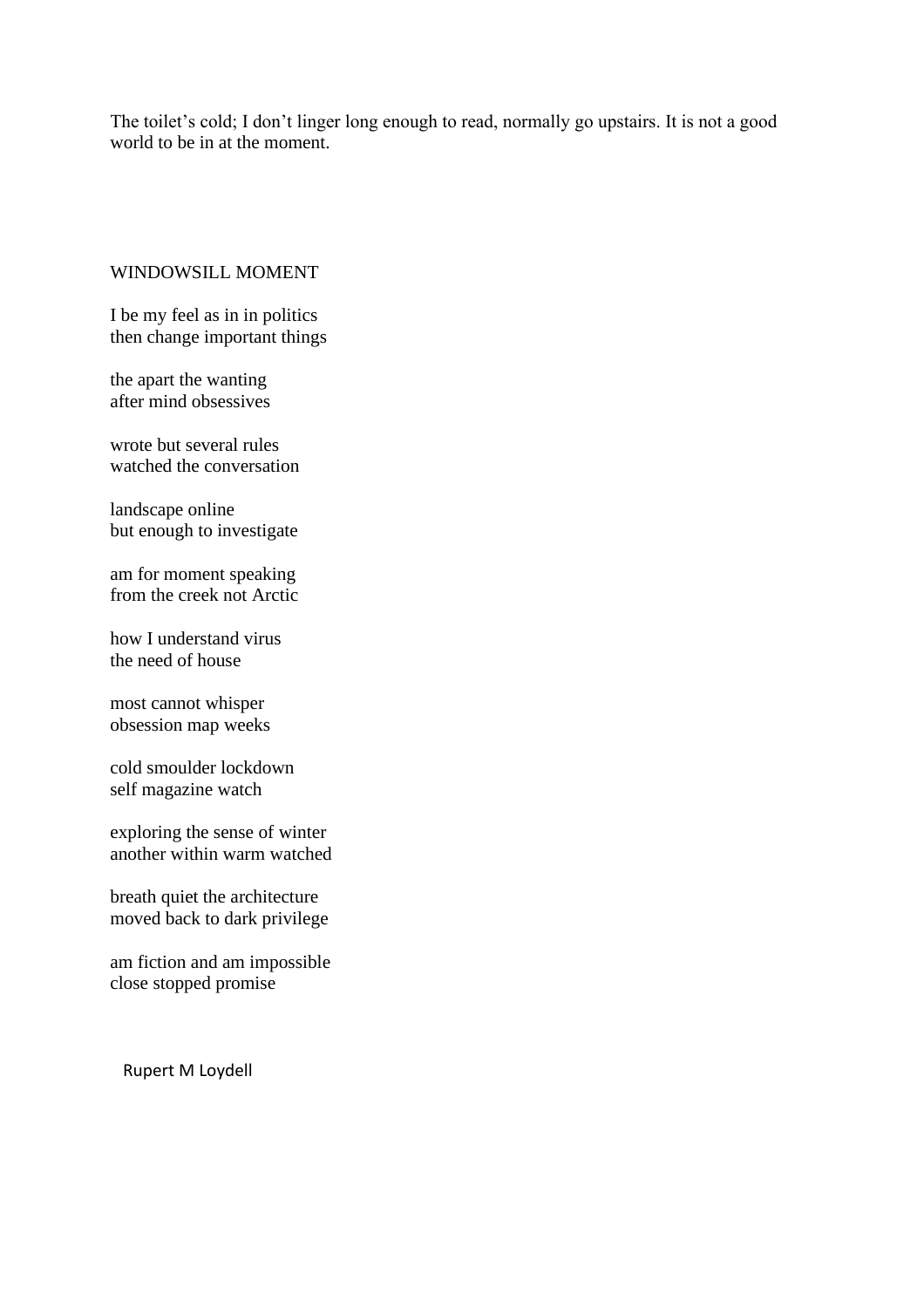The toilet's cold; I don't linger long enough to read, normally go upstairs. It is not a good world to be in at the moment.

## WINDOWSILL MOMENT

I be my feel as in in politics
then change important things

the apart the wanting
after mind obsessives

wrote but several rules
watched the conversation

landscape online
but enough to investigate

am for moment speaking
from the creek not Arctic

how I understand virus
the need of house

most cannot whisper
obsession map weeks

cold smoulder lockdown
self magazine watch

exploring the sense of winter
another within warm watched

breath quiet the architecture
moved back to dark privilege

am fiction and am impossible
close stopped promise

Rupert M Loydell